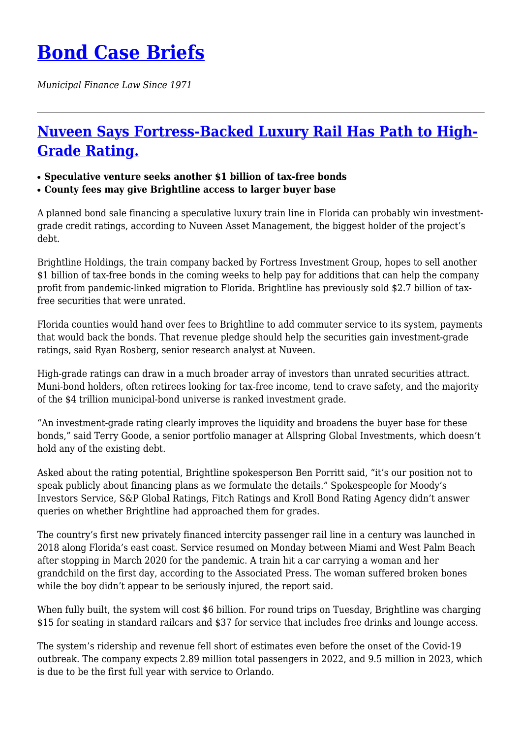# Bond Case Briefs

*Municipal Finance Law Since 1971*

---

## Nuveen Says Fortress-Backed Luxury Rail Has Path to High-Grade Rating.

- **Speculative venture seeks another $1 billion of tax-free bonds**
- **County fees may give Brightline access to larger buyer base**

A planned bond sale financing a speculative luxury train line in Florida can probably win investment-grade credit ratings, according to Nuveen Asset Management, the biggest holder of the project's debt.

Brightline Holdings, the train company backed by Fortress Investment Group, hopes to sell another $1 billion of tax-free bonds in the coming weeks to help pay for additions that can help the company profit from pandemic-linked migration to Florida. Brightline has previously sold $2.7 billion of tax-free securities that were unrated.

Florida counties would hand over fees to Brightline to add commuter service to its system, payments that would back the bonds. That revenue pledge should help the securities gain investment-grade ratings, said Ryan Rosberg, senior research analyst at Nuveen.

High-grade ratings can draw in a much broader array of investors than unrated securities attract. Muni-bond holders, often retirees looking for tax-free income, tend to crave safety, and the majority of the $4 trillion municipal-bond universe is ranked investment grade.

"An investment-grade rating clearly improves the liquidity and broadens the buyer base for these bonds," said Terry Goode, a senior portfolio manager at Allspring Global Investments, which doesn't hold any of the existing debt.

Asked about the rating potential, Brightline spokesperson Ben Porritt said, "it's our position not to speak publicly about financing plans as we formulate the details." Spokespeople for Moody's Investors Service, S&P Global Ratings, Fitch Ratings and Kroll Bond Rating Agency didn't answer queries on whether Brightline had approached them for grades.

The country's first new privately financed intercity passenger rail line in a century was launched in 2018 along Florida's east coast. Service resumed on Monday between Miami and West Palm Beach after stopping in March 2020 for the pandemic. A train hit a car carrying a woman and her grandchild on the first day, according to the Associated Press. The woman suffered broken bones while the boy didn't appear to be seriously injured, the report said.

When fully built, the system will cost $6 billion. For round trips on Tuesday, Brightline was charging $15 for seating in standard railcars and $37 for service that includes free drinks and lounge access.

The system's ridership and revenue fell short of estimates even before the onset of the Covid-19 outbreak. The company expects 2.89 million total passengers in 2022, and 9.5 million in 2023, which is due to be the first full year with service to Orlando.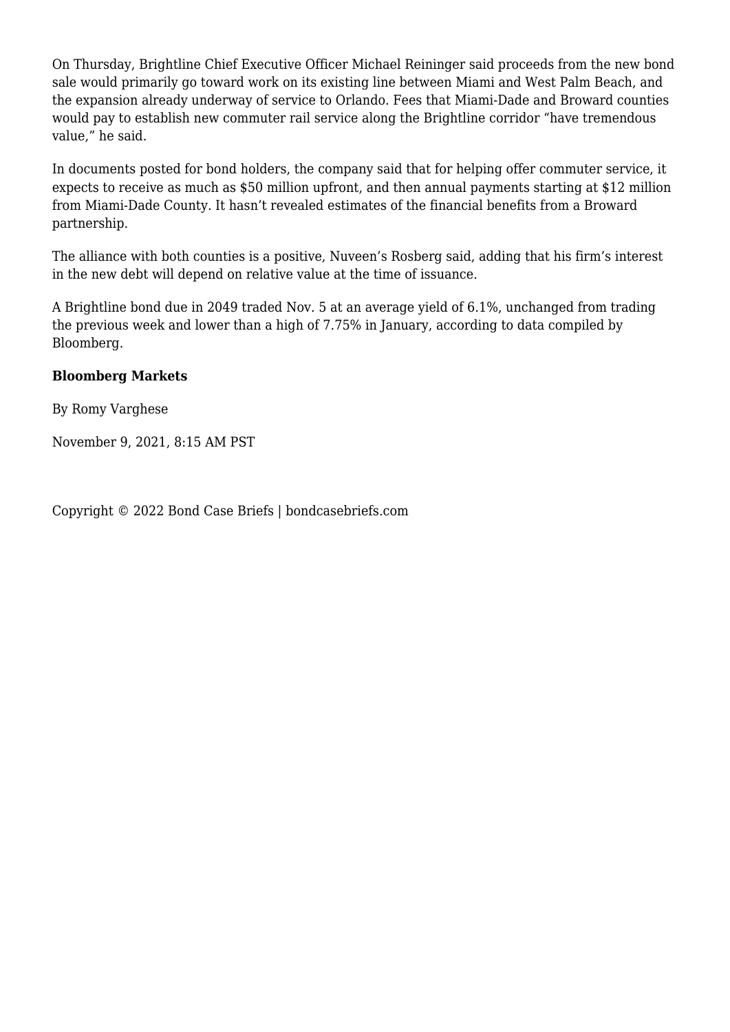On Thursday, Brightline Chief Executive Officer Michael Reininger said proceeds from the new bond sale would primarily go toward work on its existing line between Miami and West Palm Beach, and the expansion already underway of service to Orlando. Fees that Miami-Dade and Broward counties would pay to establish new commuter rail service along the Brightline corridor "have tremendous value," he said.

In documents posted for bond holders, the company said that for helping offer commuter service, it expects to receive as much as $50 million upfront, and then annual payments starting at $12 million from Miami-Dade County. It hasn't revealed estimates of the financial benefits from a Broward partnership.

The alliance with both counties is a positive, Nuveen's Rosberg said, adding that his firm's interest in the new debt will depend on relative value at the time of issuance.

A Brightline bond due in 2049 traded Nov. 5 at an average yield of 6.1%, unchanged from trading the previous week and lower than a high of 7.75% in January, according to data compiled by Bloomberg.

**Bloomberg Markets**

By Romy Varghese

November 9, 2021, 8:15 AM PST

Copyright © 2022 Bond Case Briefs | bondcasebriefs.com